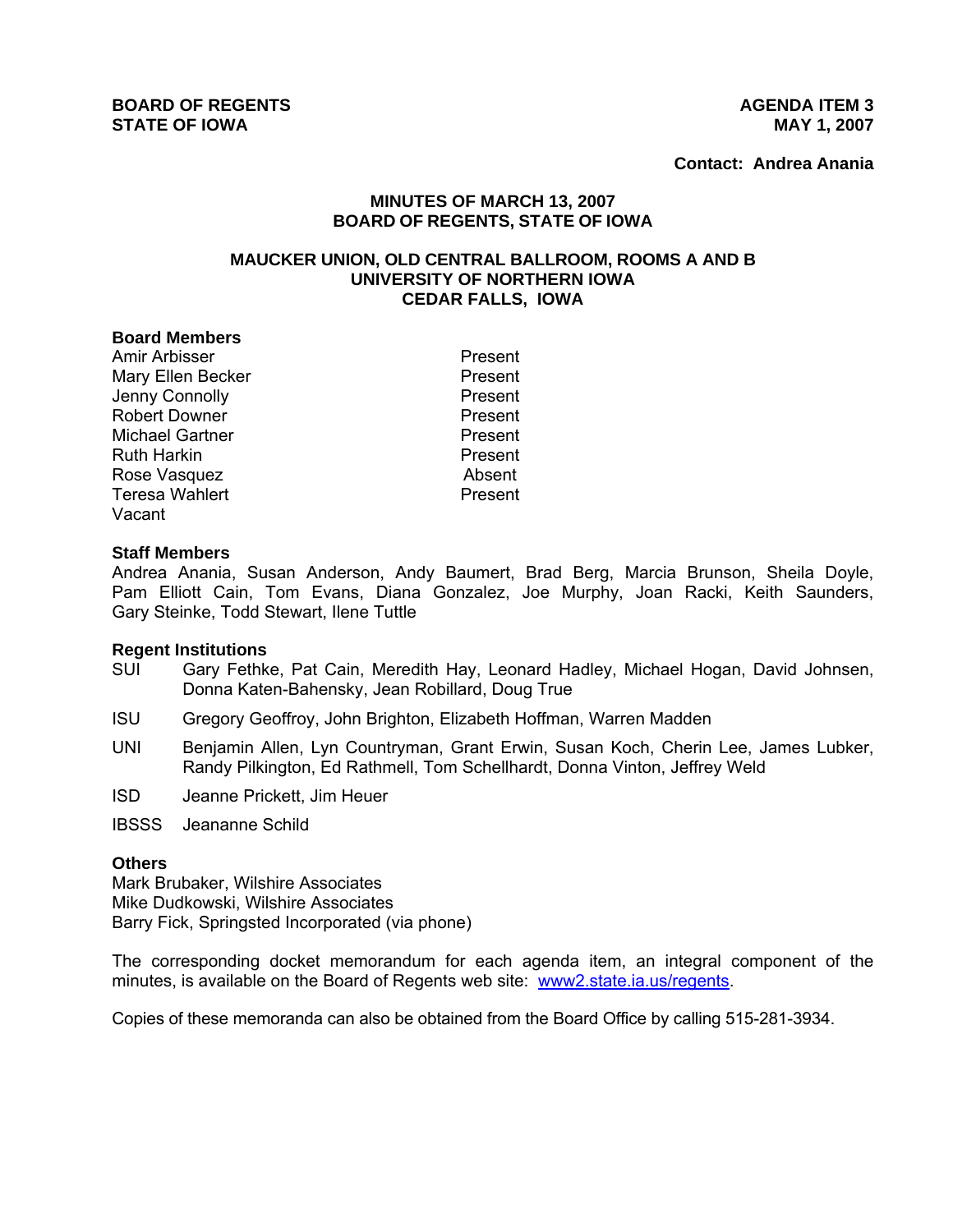**BOARD OF REGENTS**
**STATE OF IOWA**

**AGENDA ITEM 3**
**MAY 1, 2007**

**Contact: Andrea Anania**

## MINUTES OF MARCH 13, 2007
## BOARD OF REGENTS, STATE OF IOWA

### MAUCKER UNION, OLD CENTRAL BALLROOM, ROOMS A AND B
### UNIVERSITY OF NORTHERN IOWA
### CEDAR FALLS, IOWA

**Board Members**

| | |
|---|---|
| Amir Arbisser | Present |
| Mary Ellen Becker | Present |
| Jenny Connolly | Present |
| Robert Downer | Present |
| Michael Gartner | Present |
| Ruth Harkin | Present |
| Rose Vasquez | Absent |
| Teresa Wahlert | Present |
| Vacant | |

**Staff Members**

Andrea Anania, Susan Anderson, Andy Baumert, Brad Berg, Marcia Brunson, Sheila Doyle, Pam Elliott Cain, Tom Evans, Diana Gonzalez, Joe Murphy, Joan Racki, Keith Saunders, Gary Steinke, Todd Stewart, Ilene Tuttle

**Regent Institutions**

SUI Gary Fethke, Pat Cain, Meredith Hay, Leonard Hadley, Michael Hogan, David Johnsen, Donna Katen-Bahensky, Jean Robillard, Doug True

ISU Gregory Geoffroy, John Brighton, Elizabeth Hoffman, Warren Madden

UNI Benjamin Allen, Lyn Countryman, Grant Erwin, Susan Koch, Cherin Lee, James Lubker, Randy Pilkington, Ed Rathmell, Tom Schellhardt, Donna Vinton, Jeffrey Weld

ISD Jeanne Prickett, Jim Heuer

IBSSS Jeananne Schild

**Others**

Mark Brubaker, Wilshire Associates
Mike Dudkowski, Wilshire Associates
Barry Fick, Springsted Incorporated (via phone)

The corresponding docket memorandum for each agenda item, an integral component of the minutes, is available on the Board of Regents web site: www2.state.ia.us/regents.

Copies of these memoranda can also be obtained from the Board Office by calling 515-281-3934.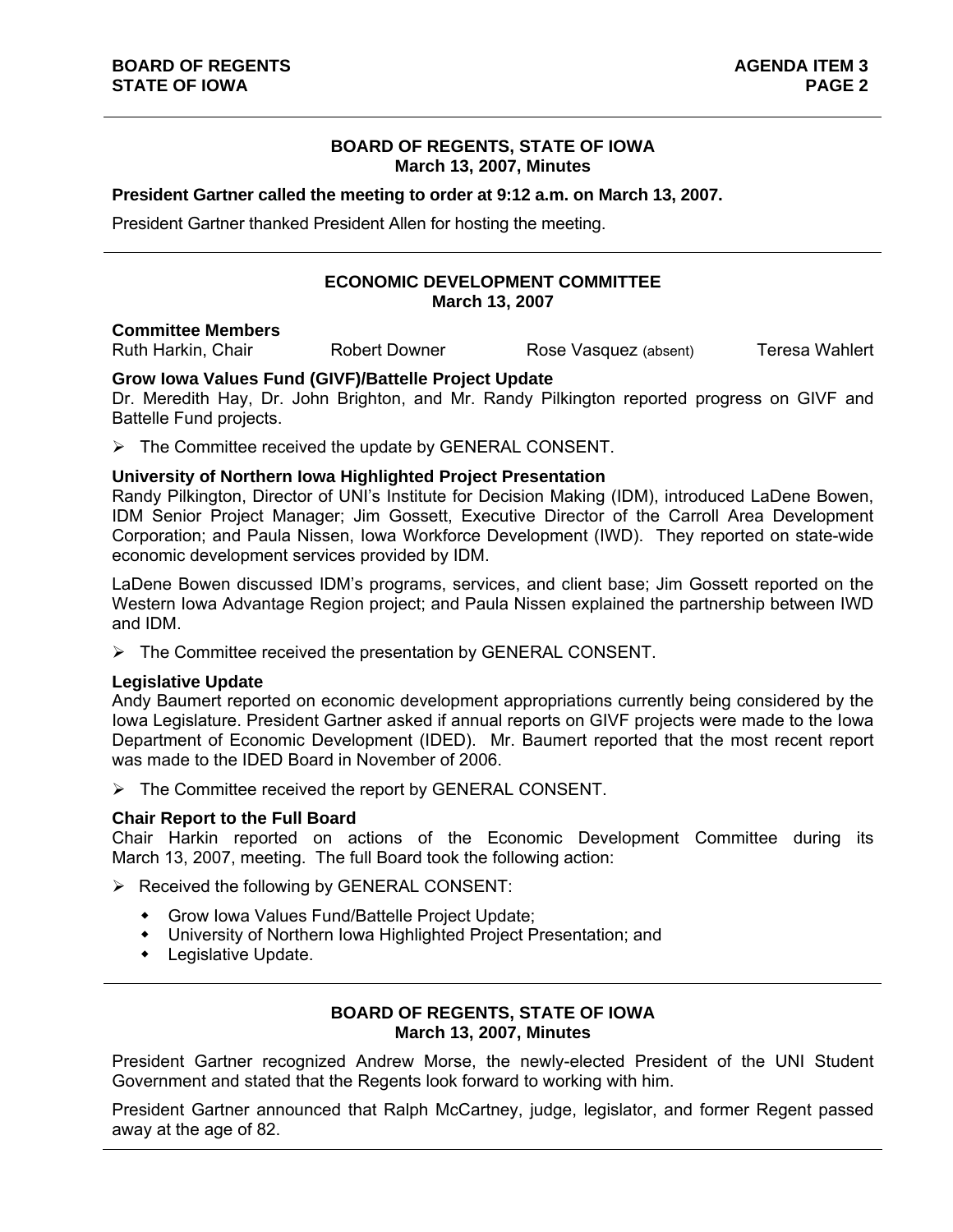## BOARD OF REGENTS, STATE OF IOWA
## March 13, 2007, Minutes

**President Gartner called the meeting to order at 9:12 a.m. on March 13, 2007.**

President Gartner thanked President Allen for hosting the meeting.

---

## ECONOMIC DEVELOPMENT COMMITTEE
## March 13, 2007

**Committee Members**

Ruth Harkin, Chair　　Robert Downer　　Rose Vasquez (absent)　　Teresa Wahlert

**Grow Iowa Values Fund (GIVF)/Battelle Project Update**

Dr. Meredith Hay, Dr. John Brighton, and Mr. Randy Pilkington reported progress on GIVF and Battelle Fund projects.

- The Committee received the update by GENERAL CONSENT.

**University of Northern Iowa Highlighted Project Presentation**

Randy Pilkington, Director of UNI's Institute for Decision Making (IDM), introduced LaDene Bowen, IDM Senior Project Manager; Jim Gossett, Executive Director of the Carroll Area Development Corporation; and Paula Nissen, Iowa Workforce Development (IWD). They reported on state-wide economic development services provided by IDM.

LaDene Bowen discussed IDM's programs, services, and client base; Jim Gossett reported on the Western Iowa Advantage Region project; and Paula Nissen explained the partnership between IWD and IDM.

- The Committee received the presentation by GENERAL CONSENT.

**Legislative Update**

Andy Baumert reported on economic development appropriations currently being considered by the Iowa Legislature. President Gartner asked if annual reports on GIVF projects were made to the Iowa Department of Economic Development (IDED). Mr. Baumert reported that the most recent report was made to the IDED Board in November of 2006.

- The Committee received the report by GENERAL CONSENT.

**Chair Report to the Full Board**

Chair Harkin reported on actions of the Economic Development Committee during its March 13, 2007, meeting. The full Board took the following action:

- Received the following by GENERAL CONSENT:
  - Grow Iowa Values Fund/Battelle Project Update;
  - University of Northern Iowa Highlighted Project Presentation; and
  - Legislative Update.

---

## BOARD OF REGENTS, STATE OF IOWA
## March 13, 2007, Minutes

President Gartner recognized Andrew Morse, the newly-elected President of the UNI Student Government and stated that the Regents look forward to working with him.

President Gartner announced that Ralph McCartney, judge, legislator, and former Regent passed away at the age of 82.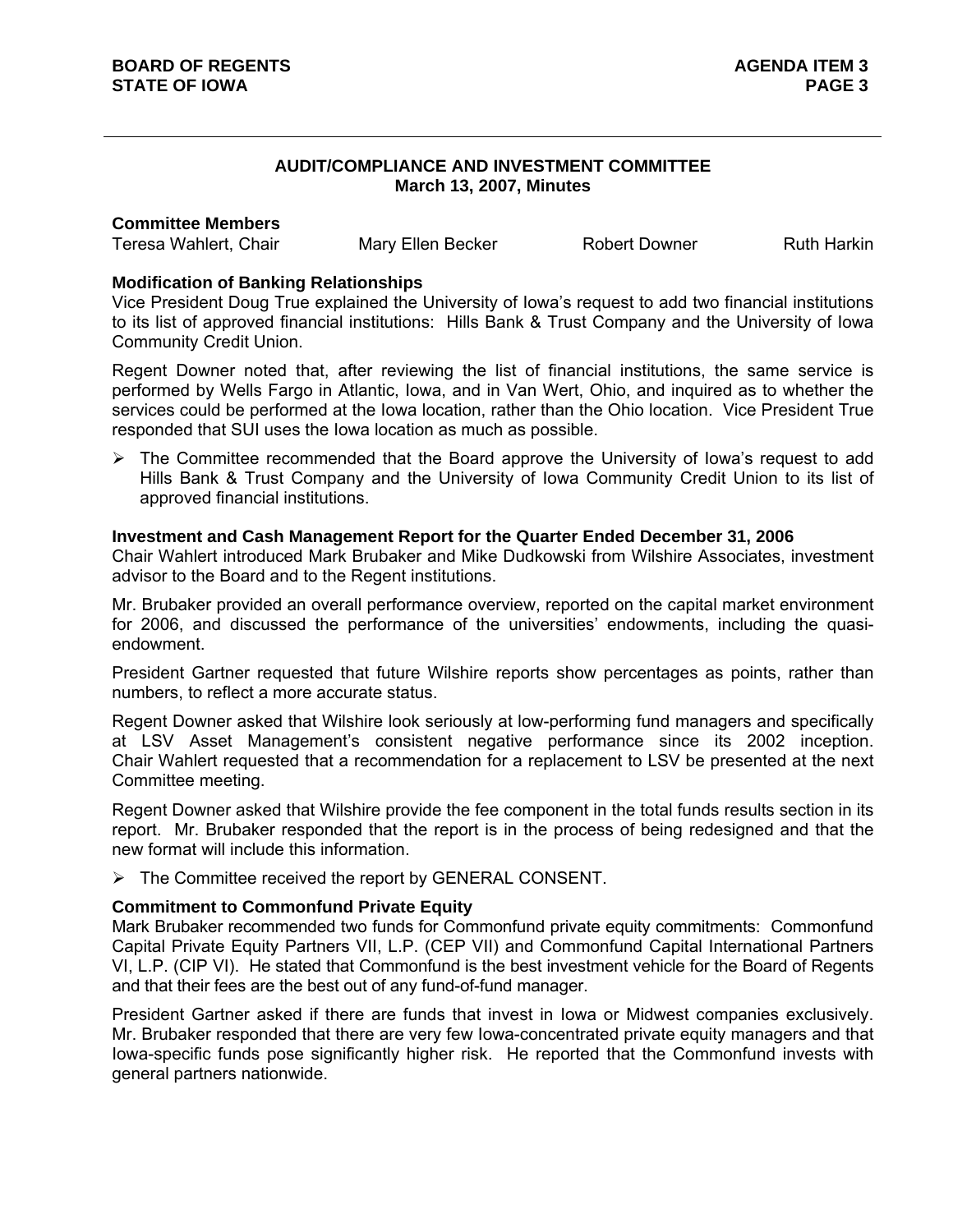## AUDIT/COMPLIANCE AND INVESTMENT COMMITTEE
### March 13, 2007, Minutes

**Committee Members**

Teresa Wahlert, Chair Mary Ellen Becker Robert Downer Ruth Harkin

**Modification of Banking Relationships**

Vice President Doug True explained the University of Iowa's request to add two financial institutions to its list of approved financial institutions: Hills Bank & Trust Company and the University of Iowa Community Credit Union.

Regent Downer noted that, after reviewing the list of financial institutions, the same service is performed by Wells Fargo in Atlantic, Iowa, and in Van Wert, Ohio, and inquired as to whether the services could be performed at the Iowa location, rather than the Ohio location. Vice President True responded that SUI uses the Iowa location as much as possible.

- The Committee recommended that the Board approve the University of Iowa's request to add Hills Bank & Trust Company and the University of Iowa Community Credit Union to its list of approved financial institutions.

**Investment and Cash Management Report for the Quarter Ended December 31, 2006**

Chair Wahlert introduced Mark Brubaker and Mike Dudkowski from Wilshire Associates, investment advisor to the Board and to the Regent institutions.

Mr. Brubaker provided an overall performance overview, reported on the capital market environment for 2006, and discussed the performance of the universities' endowments, including the quasi-endowment.

President Gartner requested that future Wilshire reports show percentages as points, rather than numbers, to reflect a more accurate status.

Regent Downer asked that Wilshire look seriously at low-performing fund managers and specifically at LSV Asset Management's consistent negative performance since its 2002 inception. Chair Wahlert requested that a recommendation for a replacement to LSV be presented at the next Committee meeting.

Regent Downer asked that Wilshire provide the fee component in the total funds results section in its report. Mr. Brubaker responded that the report is in the process of being redesigned and that the new format will include this information.

- The Committee received the report by GENERAL CONSENT.

**Commitment to Commonfund Private Equity**

Mark Brubaker recommended two funds for Commonfund private equity commitments: Commonfund Capital Private Equity Partners VII, L.P. (CEP VII) and Commonfund Capital International Partners VI, L.P. (CIP VI). He stated that Commonfund is the best investment vehicle for the Board of Regents and that their fees are the best out of any fund-of-fund manager.

President Gartner asked if there are funds that invest in Iowa or Midwest companies exclusively. Mr. Brubaker responded that there are very few Iowa-concentrated private equity managers and that Iowa-specific funds pose significantly higher risk. He reported that the Commonfund invests with general partners nationwide.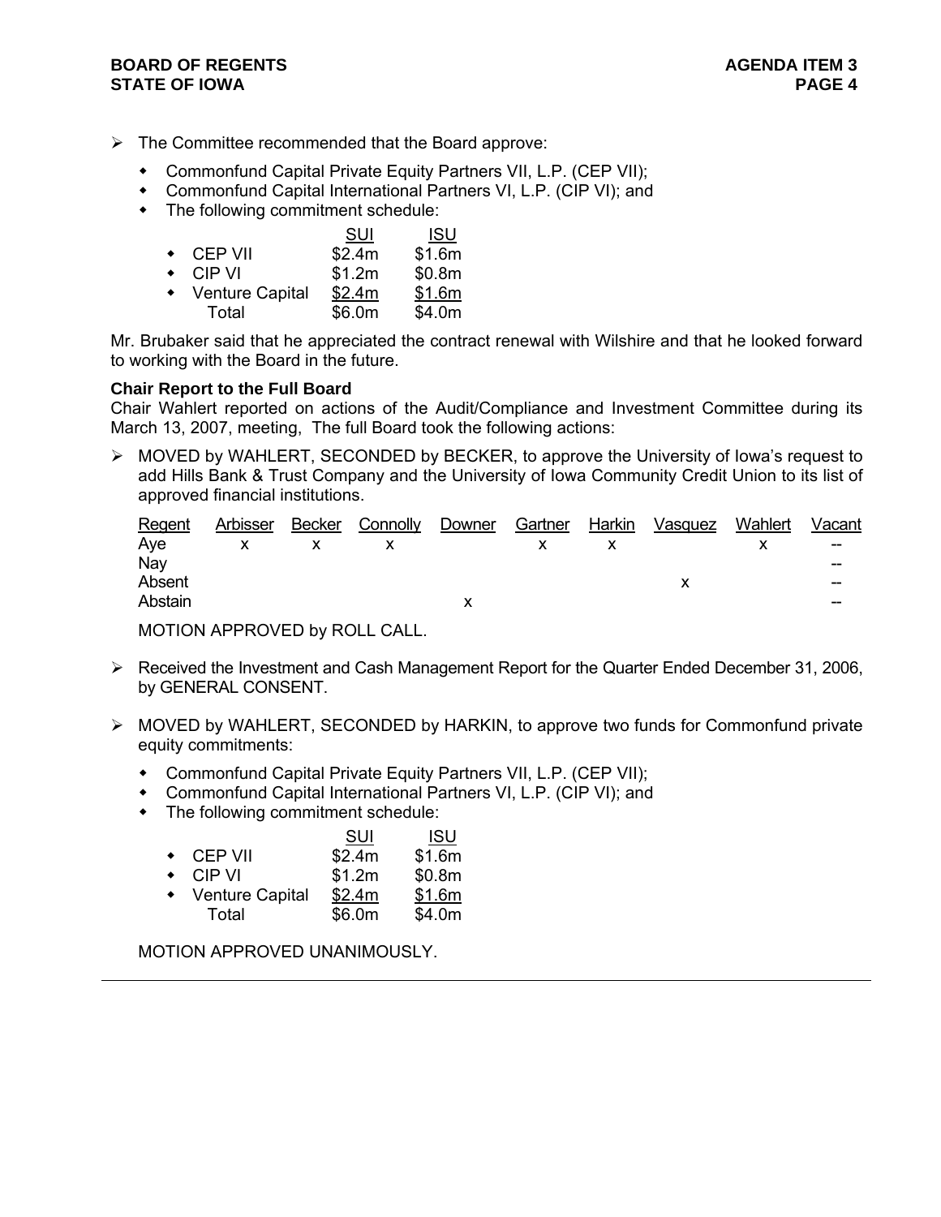- The Committee recommended that the Board approve:
  - Commonfund Capital Private Equity Partners VII, L.P. (CEP VII);
  - Commonfund Capital International Partners VI, L.P. (CIP VI); and
  - The following commitment schedule:

| | SUI | ISU |
|---|---|---|
| CEP VII | \$2.4m | \$1.6m |
| CIP VI | \$1.2m | \$0.8m |
| Venture Capital | \$2.4m | \$1.6m |
| Total | \$6.0m | \$4.0m |

Mr. Brubaker said that he appreciated the contract renewal with Wilshire and that he looked forward to working with the Board in the future.

**Chair Report to the Full Board**

Chair Wahlert reported on actions of the Audit/Compliance and Investment Committee during its March 13, 2007, meeting, The full Board took the following actions:

- MOVED by WAHLERT, SECONDED by BECKER, to approve the University of Iowa's request to add Hills Bank & Trust Company and the University of Iowa Community Credit Union to its list of approved financial institutions.

| Regent | Arbisser | Becker | Connolly | Downer | Gartner | Harkin | Vasquez | Wahlert | Vacant |
|---|---|---|---|---|---|---|---|---|---|
| Aye | x | x | x | | x | x | | x | -- |
| Nay | | | | | | | | | -- |
| Absent | | | | | | | x | | -- |
| Abstain | | | | x | | | | | -- |

  MOTION APPROVED by ROLL CALL.

- Received the Investment and Cash Management Report for the Quarter Ended December 31, 2006, by GENERAL CONSENT.

- MOVED by WAHLERT, SECONDED by HARKIN, to approve two funds for Commonfund private equity commitments:
  - Commonfund Capital Private Equity Partners VII, L.P. (CEP VII);
  - Commonfund Capital International Partners VI, L.P. (CIP VI); and
  - The following commitment schedule:

| | SUI | ISU |
|---|---|---|
| CEP VII | \$2.4m | \$1.6m |
| CIP VI | \$1.2m | \$0.8m |
| Venture Capital | \$2.4m | \$1.6m |
| Total | \$6.0m | \$4.0m |

  MOTION APPROVED UNANIMOUSLY.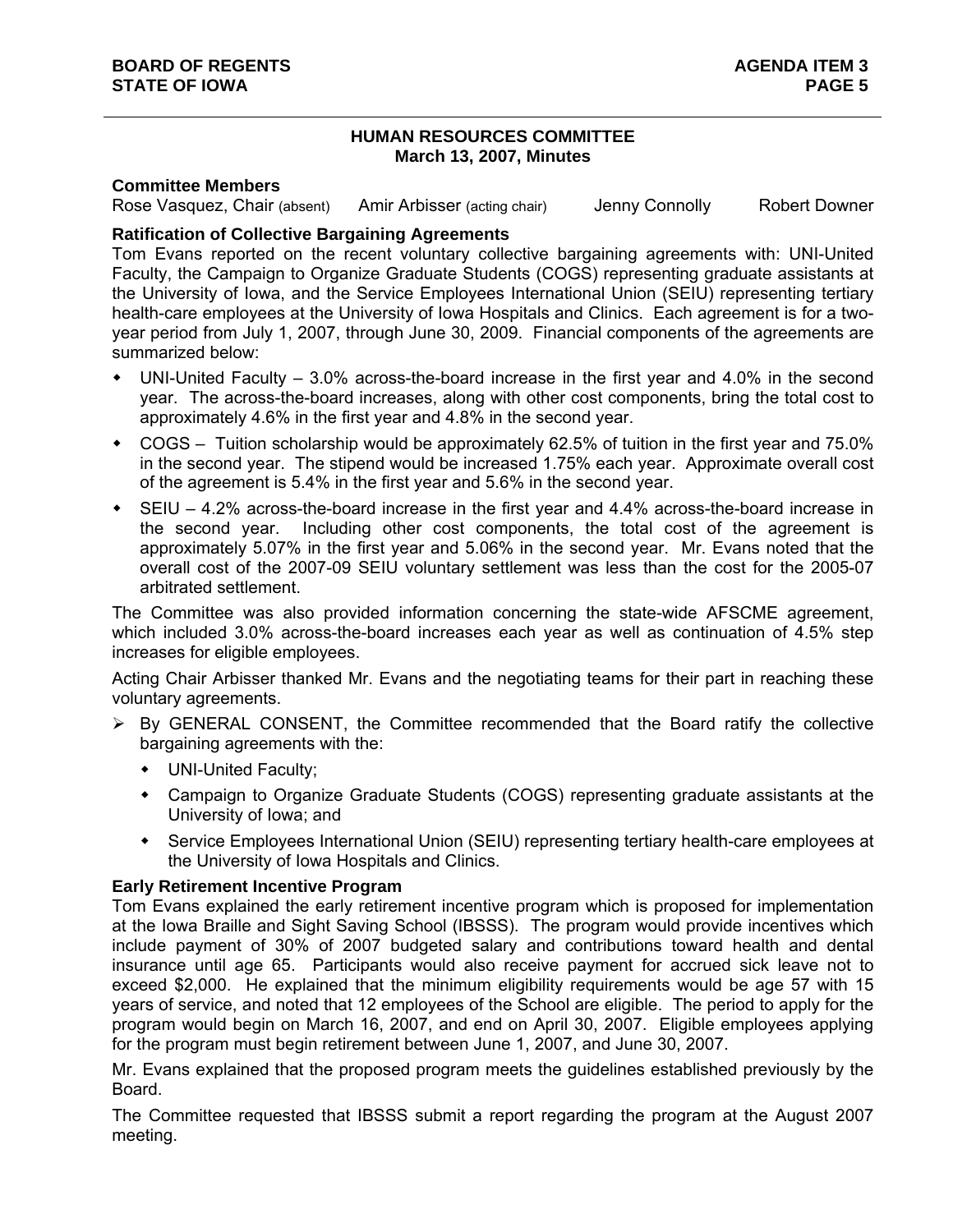## HUMAN RESOURCES COMMITTEE
### March 13, 2007, Minutes

**Committee Members**

Rose Vasquez, Chair (absent) Amir Arbisser (acting chair) Jenny Connolly Robert Downer

**Ratification of Collective Bargaining Agreements**

Tom Evans reported on the recent voluntary collective bargaining agreements with: UNI-United Faculty, the Campaign to Organize Graduate Students (COGS) representing graduate assistants at the University of Iowa, and the Service Employees International Union (SEIU) representing tertiary health-care employees at the University of Iowa Hospitals and Clinics. Each agreement is for a two-year period from July 1, 2007, through June 30, 2009. Financial components of the agreements are summarized below:

- UNI-United Faculty – 3.0% across-the-board increase in the first year and 4.0% in the second year. The across-the-board increases, along with other cost components, bring the total cost to approximately 4.6% in the first year and 4.8% in the second year.
- COGS – Tuition scholarship would be approximately 62.5% of tuition in the first year and 75.0% in the second year. The stipend would be increased 1.75% each year. Approximate overall cost of the agreement is 5.4% in the first year and 5.6% in the second year.
- SEIU – 4.2% across-the-board increase in the first year and 4.4% across-the-board increase in the second year. Including other cost components, the total cost of the agreement is approximately 5.07% in the first year and 5.06% in the second year. Mr. Evans noted that the overall cost of the 2007-09 SEIU voluntary settlement was less than the cost for the 2005-07 arbitrated settlement.

The Committee was also provided information concerning the state-wide AFSCME agreement, which included 3.0% across-the-board increases each year as well as continuation of 4.5% step increases for eligible employees.

Acting Chair Arbisser thanked Mr. Evans and the negotiating teams for their part in reaching these voluntary agreements.

- By GENERAL CONSENT, the Committee recommended that the Board ratify the collective bargaining agreements with the:
  - UNI-United Faculty;
  - Campaign to Organize Graduate Students (COGS) representing graduate assistants at the University of Iowa; and
  - Service Employees International Union (SEIU) representing tertiary health-care employees at the University of Iowa Hospitals and Clinics.

**Early Retirement Incentive Program**

Tom Evans explained the early retirement incentive program which is proposed for implementation at the Iowa Braille and Sight Saving School (IBSSS). The program would provide incentives which include payment of 30% of 2007 budgeted salary and contributions toward health and dental insurance until age 65. Participants would also receive payment for accrued sick leave not to exceed $2,000. He explained that the minimum eligibility requirements would be age 57 with 15 years of service, and noted that 12 employees of the School are eligible. The period to apply for the program would begin on March 16, 2007, and end on April 30, 2007. Eligible employees applying for the program must begin retirement between June 1, 2007, and June 30, 2007.

Mr. Evans explained that the proposed program meets the guidelines established previously by the Board.

The Committee requested that IBSSS submit a report regarding the program at the August 2007 meeting.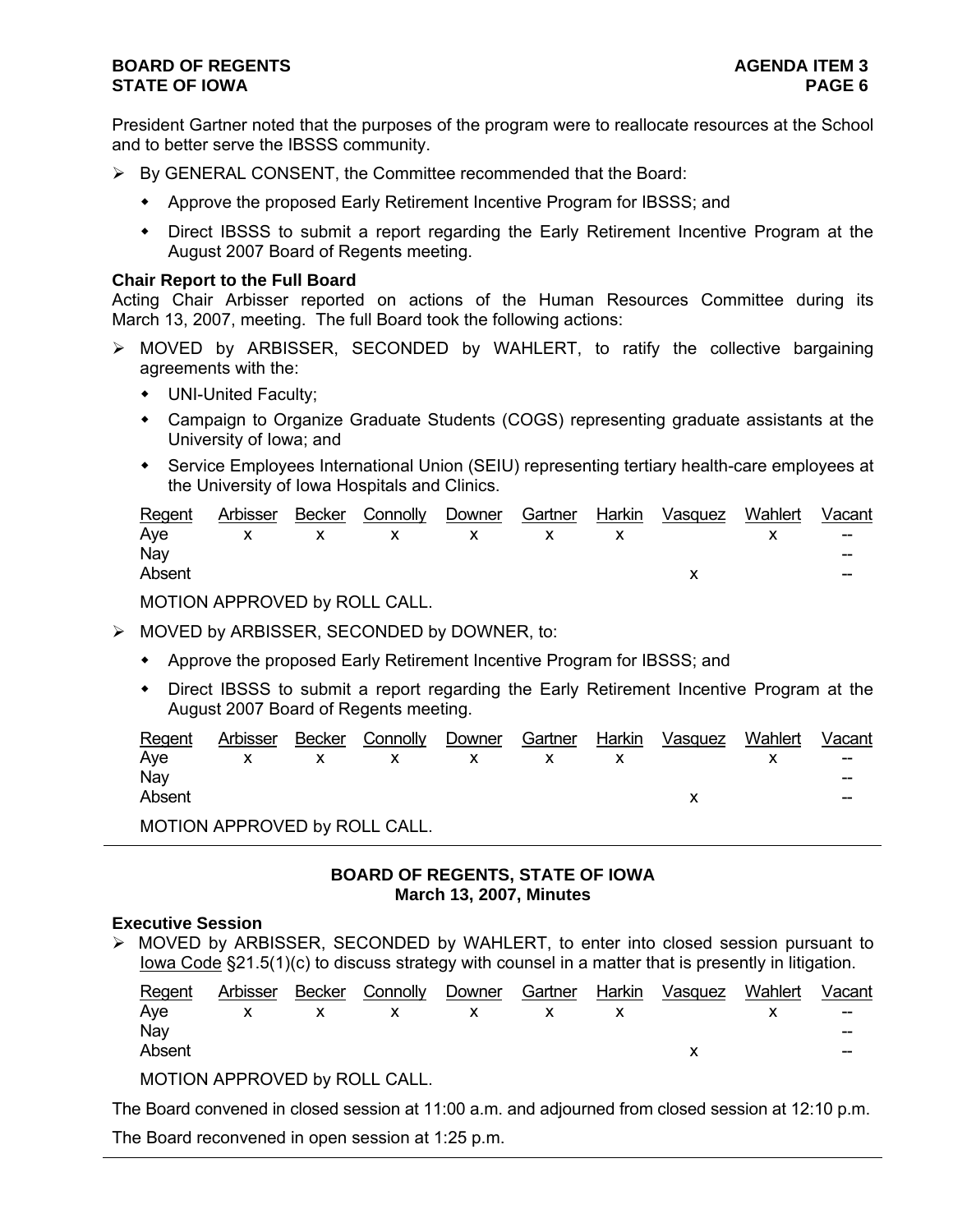President Gartner noted that the purposes of the program were to reallocate resources at the School and to better serve the IBSSS community.

- By GENERAL CONSENT, the Committee recommended that the Board:
  - Approve the proposed Early Retirement Incentive Program for IBSSS; and
  - Direct IBSSS to submit a report regarding the Early Retirement Incentive Program at the August 2007 Board of Regents meeting.

**Chair Report to the Full Board**
Acting Chair Arbisser reported on actions of the Human Resources Committee during its March 13, 2007, meeting. The full Board took the following actions:

- MOVED by ARBISSER, SECONDED by WAHLERT, to ratify the collective bargaining agreements with the:
  - UNI-United Faculty;
  - Campaign to Organize Graduate Students (COGS) representing graduate assistants at the University of Iowa; and
  - Service Employees International Union (SEIU) representing tertiary health-care employees at the University of Iowa Hospitals and Clinics.

| Regent | Arbisser | Becker | Connolly | Downer | Gartner | Harkin | Vasquez | Wahlert | Vacant |
|---|---|---|---|---|---|---|---|---|---|
| Aye | x | x | x | x | x | x | | x | -- |
| Nay | | | | | | | | | -- |
| Absent | | | | | | | x | | -- |

MOTION APPROVED by ROLL CALL.

- MOVED by ARBISSER, SECONDED by DOWNER, to:
  - Approve the proposed Early Retirement Incentive Program for IBSSS; and
  - Direct IBSSS to submit a report regarding the Early Retirement Incentive Program at the August 2007 Board of Regents meeting.

| Regent | Arbisser | Becker | Connolly | Downer | Gartner | Harkin | Vasquez | Wahlert | Vacant |
|---|---|---|---|---|---|---|---|---|---|
| Aye | x | x | x | x | x | x | | x | -- |
| Nay | | | | | | | | | -- |
| Absent | | | | | | | x | | -- |

MOTION APPROVED by ROLL CALL.

---

**BOARD OF REGENTS, STATE OF IOWA**
**March 13, 2007, Minutes**

**Executive Session**

- MOVED by ARBISSER, SECONDED by WAHLERT, to enter into closed session pursuant to Iowa Code §21.5(1)(c) to discuss strategy with counsel in a matter that is presently in litigation.

| Regent | Arbisser | Becker | Connolly | Downer | Gartner | Harkin | Vasquez | Wahlert | Vacant |
|---|---|---|---|---|---|---|---|---|---|
| Aye | x | x | x | x | x | x | | x | -- |
| Nay | | | | | | | | | -- |
| Absent | | | | | | | x | | -- |

MOTION APPROVED by ROLL CALL.

The Board convened in closed session at 11:00 a.m. and adjourned from closed session at 12:10 p.m.

The Board reconvened in open session at 1:25 p.m.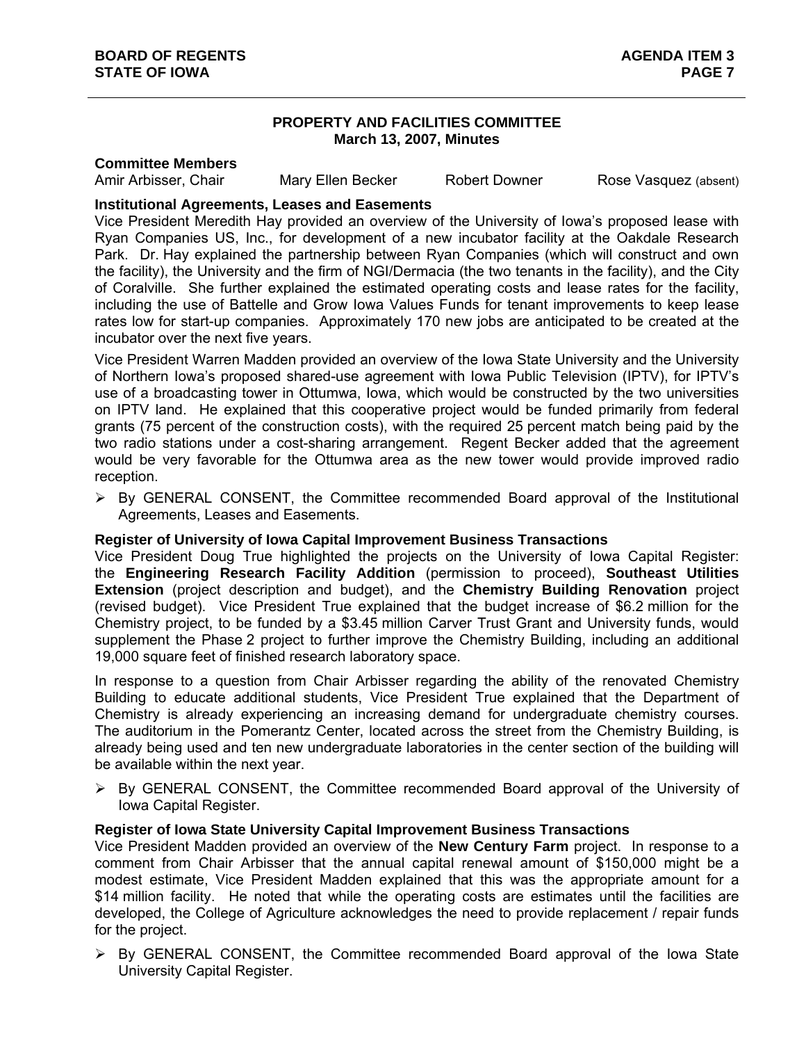## PROPERTY AND FACILITIES COMMITTEE
### March 13, 2007, Minutes

**Committee Members**

Amir Arbisser, Chair    Mary Ellen Becker    Robert Downer    Rose Vasquez (absent)

**Institutional Agreements, Leases and Easements**

Vice President Meredith Hay provided an overview of the University of Iowa's proposed lease with Ryan Companies US, Inc., for development of a new incubator facility at the Oakdale Research Park. Dr. Hay explained the partnership between Ryan Companies (which will construct and own the facility), the University and the firm of NGI/Dermacia (the two tenants in the facility), and the City of Coralville. She further explained the estimated operating costs and lease rates for the facility, including the use of Battelle and Grow Iowa Values Funds for tenant improvements to keep lease rates low for start-up companies. Approximately 170 new jobs are anticipated to be created at the incubator over the next five years.

Vice President Warren Madden provided an overview of the Iowa State University and the University of Northern Iowa's proposed shared-use agreement with Iowa Public Television (IPTV), for IPTV's use of a broadcasting tower in Ottumwa, Iowa, which would be constructed by the two universities on IPTV land. He explained that this cooperative project would be funded primarily from federal grants (75 percent of the construction costs), with the required 25 percent match being paid by the two radio stations under a cost-sharing arrangement. Regent Becker added that the agreement would be very favorable for the Ottumwa area as the new tower would provide improved radio reception.

- By GENERAL CONSENT, the Committee recommended Board approval of the Institutional Agreements, Leases and Easements.

**Register of University of Iowa Capital Improvement Business Transactions**

Vice President Doug True highlighted the projects on the University of Iowa Capital Register: the **Engineering Research Facility Addition** (permission to proceed), **Southeast Utilities Extension** (project description and budget), and the **Chemistry Building Renovation** project (revised budget). Vice President True explained that the budget increase of $6.2 million for the Chemistry project, to be funded by a $3.45 million Carver Trust Grant and University funds, would supplement the Phase 2 project to further improve the Chemistry Building, including an additional 19,000 square feet of finished research laboratory space.

In response to a question from Chair Arbisser regarding the ability of the renovated Chemistry Building to educate additional students, Vice President True explained that the Department of Chemistry is already experiencing an increasing demand for undergraduate chemistry courses. The auditorium in the Pomerantz Center, located across the street from the Chemistry Building, is already being used and ten new undergraduate laboratories in the center section of the building will be available within the next year.

- By GENERAL CONSENT, the Committee recommended Board approval of the University of Iowa Capital Register.

**Register of Iowa State University Capital Improvement Business Transactions**

Vice President Madden provided an overview of the **New Century Farm** project. In response to a comment from Chair Arbisser that the annual capital renewal amount of $150,000 might be a modest estimate, Vice President Madden explained that this was the appropriate amount for a $14 million facility. He noted that while the operating costs are estimates until the facilities are developed, the College of Agriculture acknowledges the need to provide replacement / repair funds for the project.

- By GENERAL CONSENT, the Committee recommended Board approval of the Iowa State University Capital Register.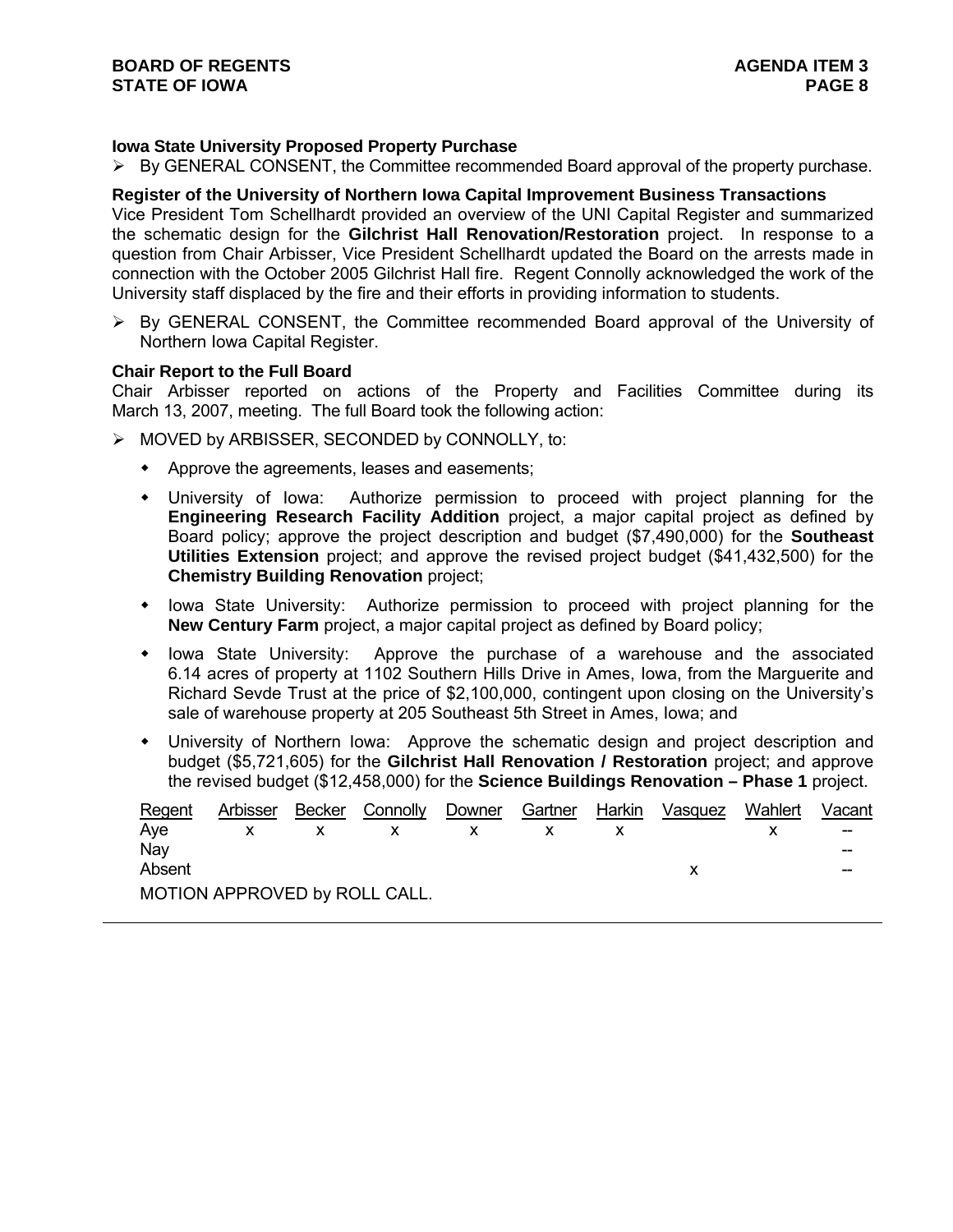**Iowa State University Proposed Property Purchase**

- By GENERAL CONSENT, the Committee recommended Board approval of the property purchase.

**Register of the University of Northern Iowa Capital Improvement Business Transactions**

Vice President Tom Schellhardt provided an overview of the UNI Capital Register and summarized the schematic design for the **Gilchrist Hall Renovation/Restoration** project. In response to a question from Chair Arbisser, Vice President Schellhardt updated the Board on the arrests made in connection with the October 2005 Gilchrist Hall fire. Regent Connolly acknowledged the work of the University staff displaced by the fire and their efforts in providing information to students.

- By GENERAL CONSENT, the Committee recommended Board approval of the University of Northern Iowa Capital Register.

**Chair Report to the Full Board**

Chair Arbisser reported on actions of the Property and Facilities Committee during its March 13, 2007, meeting. The full Board took the following action:

- MOVED by ARBISSER, SECONDED by CONNOLLY, to:
  - Approve the agreements, leases and easements;
  - University of Iowa: Authorize permission to proceed with project planning for the **Engineering Research Facility Addition** project, a major capital project as defined by Board policy; approve the project description and budget ($7,490,000) for the **Southeast Utilities Extension** project; and approve the revised project budget ($41,432,500) for the **Chemistry Building Renovation** project;
  - Iowa State University: Authorize permission to proceed with project planning for the **New Century Farm** project, a major capital project as defined by Board policy;
  - Iowa State University: Approve the purchase of a warehouse and the associated 6.14 acres of property at 1102 Southern Hills Drive in Ames, Iowa, from the Marguerite and Richard Sevde Trust at the price of $2,100,000, contingent upon closing on the University's sale of warehouse property at 205 Southeast 5th Street in Ames, Iowa; and
  - University of Northern Iowa: Approve the schematic design and project description and budget ($5,721,605) for the **Gilchrist Hall Renovation / Restoration** project; and approve the revised budget ($12,458,000) for the **Science Buildings Renovation – Phase 1** project.

| Regent | Arbisser | Becker | Connolly | Downer | Gartner | Harkin | Vasquez | Wahlert | Vacant |
|---|---|---|---|---|---|---|---|---|---|
| Aye | x | x | x | x | x | x | | x | -- |
| Nay | | | | | | | | | -- |
| Absent | | | | | | | x | | -- |

MOTION APPROVED by ROLL CALL.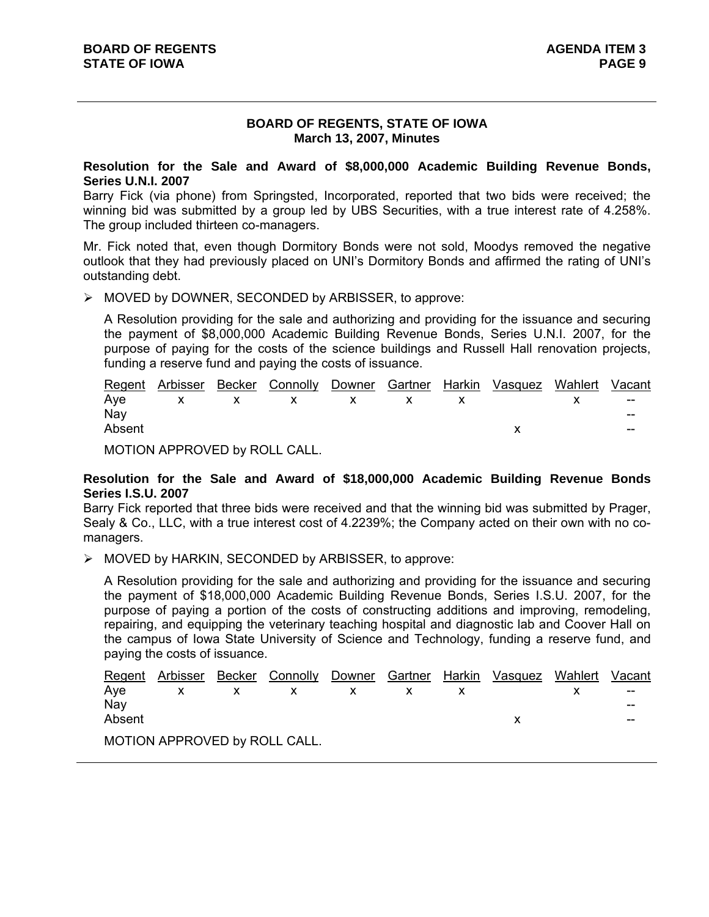## BOARD OF REGENTS, STATE OF IOWA
## March 13, 2007, Minutes

**Resolution for the Sale and Award of $8,000,000 Academic Building Revenue Bonds, Series U.N.I. 2007**

Barry Fick (via phone) from Springsted, Incorporated, reported that two bids were received; the winning bid was submitted by a group led by UBS Securities, with a true interest rate of 4.258%. The group included thirteen co-managers.

Mr. Fick noted that, even though Dormitory Bonds were not sold, Moodys removed the negative outlook that they had previously placed on UNI's Dormitory Bonds and affirmed the rating of UNI's outstanding debt.

- MOVED by DOWNER, SECONDED by ARBISSER, to approve:

  A Resolution providing for the sale and authorizing and providing for the issuance and securing the payment of $8,000,000 Academic Building Revenue Bonds, Series U.N.I. 2007, for the purpose of paying for the costs of the science buildings and Russell Hall renovation projects, funding a reserve fund and paying the costs of issuance.

| Regent | Arbisser | Becker | Connolly | Downer | Gartner | Harkin | Vasquez | Wahlert | Vacant |
|---|---|---|---|---|---|---|---|---|---|
| Aye | x | x | x | x | x | x | | x | -- |
| Nay | | | | | | | | | -- |
| Absent | | | | | | | x | | -- |

MOTION APPROVED by ROLL CALL.

**Resolution for the Sale and Award of $18,000,000 Academic Building Revenue Bonds Series I.S.U. 2007**

Barry Fick reported that three bids were received and that the winning bid was submitted by Prager, Sealy & Co., LLC, with a true interest cost of 4.2239%; the Company acted on their own with no co-managers.

- MOVED by HARKIN, SECONDED by ARBISSER, to approve:

  A Resolution providing for the sale and authorizing and providing for the issuance and securing the payment of $18,000,000 Academic Building Revenue Bonds, Series I.S.U. 2007, for the purpose of paying a portion of the costs of constructing additions and improving, remodeling, repairing, and equipping the veterinary teaching hospital and diagnostic lab and Coover Hall on the campus of Iowa State University of Science and Technology, funding a reserve fund, and paying the costs of issuance.

| Regent | Arbisser | Becker | Connolly | Downer | Gartner | Harkin | Vasquez | Wahlert | Vacant |
|---|---|---|---|---|---|---|---|---|---|
| Aye | x | x | x | x | x | x | | x | -- |
| Nay | | | | | | | | | -- |
| Absent | | | | | | | x | | -- |

MOTION APPROVED by ROLL CALL.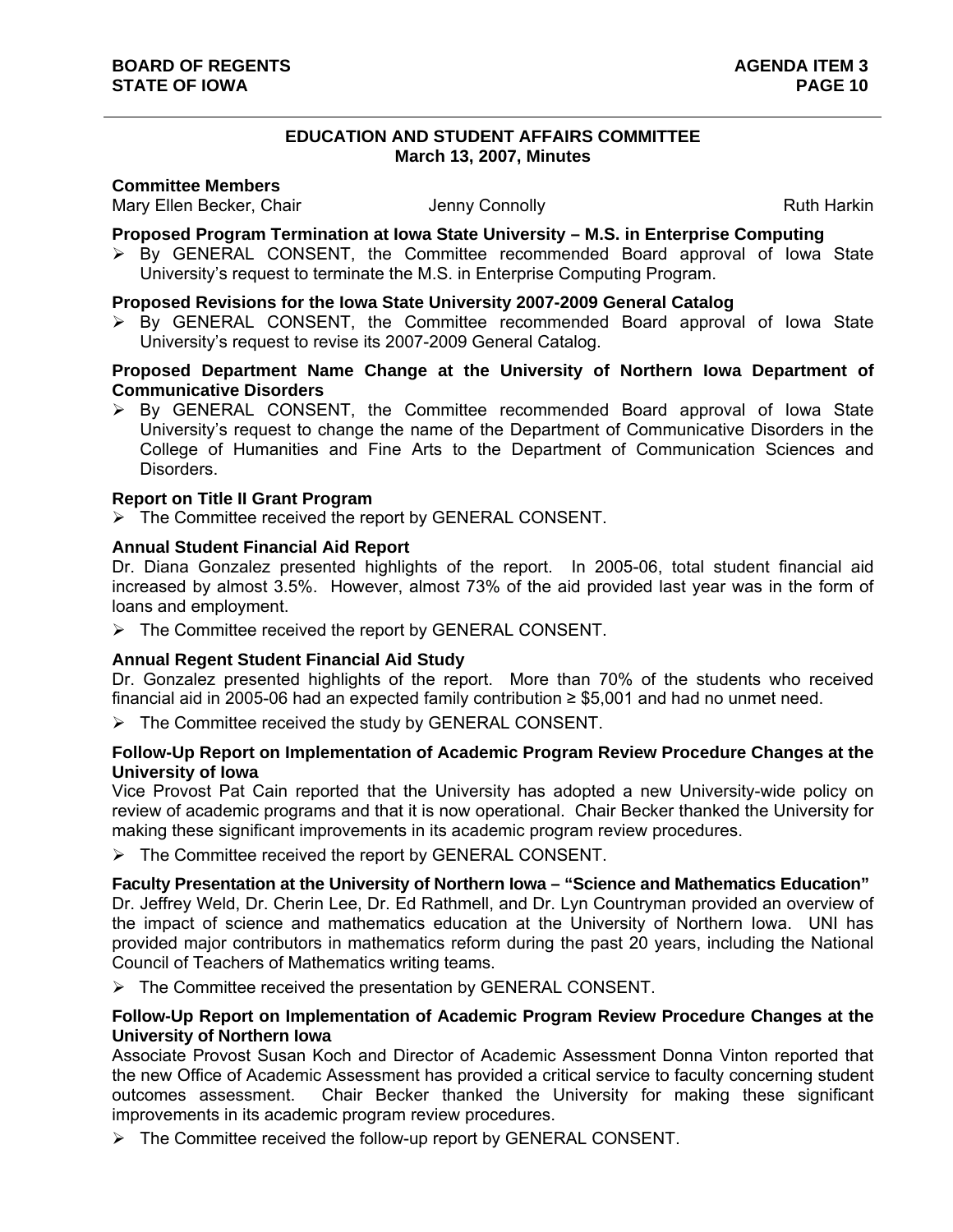## EDUCATION AND STUDENT AFFAIRS COMMITTEE
### March 13, 2007, Minutes

**Committee Members**

Mary Ellen Becker, Chair  Jenny Connolly  Ruth Harkin

**Proposed Program Termination at Iowa State University – M.S. in Enterprise Computing**

- By GENERAL CONSENT, the Committee recommended Board approval of Iowa State University's request to terminate the M.S. in Enterprise Computing Program.

**Proposed Revisions for the Iowa State University 2007-2009 General Catalog**

- By GENERAL CONSENT, the Committee recommended Board approval of Iowa State University's request to revise its 2007-2009 General Catalog.

**Proposed Department Name Change at the University of Northern Iowa Department of Communicative Disorders**

- By GENERAL CONSENT, the Committee recommended Board approval of Iowa State University's request to change the name of the Department of Communicative Disorders in the College of Humanities and Fine Arts to the Department of Communication Sciences and Disorders.

**Report on Title II Grant Program**

- The Committee received the report by GENERAL CONSENT.

**Annual Student Financial Aid Report**

Dr. Diana Gonzalez presented highlights of the report. In 2005-06, total student financial aid increased by almost 3.5%. However, almost 73% of the aid provided last year was in the form of loans and employment.

- The Committee received the report by GENERAL CONSENT.

**Annual Regent Student Financial Aid Study**

Dr. Gonzalez presented highlights of the report. More than 70% of the students who received financial aid in 2005-06 had an expected family contribution ≥ \$5,001 and had no unmet need.

- The Committee received the study by GENERAL CONSENT.

**Follow-Up Report on Implementation of Academic Program Review Procedure Changes at the University of Iowa**

Vice Provost Pat Cain reported that the University has adopted a new University-wide policy on review of academic programs and that it is now operational. Chair Becker thanked the University for making these significant improvements in its academic program review procedures.

- The Committee received the report by GENERAL CONSENT.

**Faculty Presentation at the University of Northern Iowa – "Science and Mathematics Education"**

Dr. Jeffrey Weld, Dr. Cherin Lee, Dr. Ed Rathmell, and Dr. Lyn Countryman provided an overview of the impact of science and mathematics education at the University of Northern Iowa. UNI has provided major contributors in mathematics reform during the past 20 years, including the National Council of Teachers of Mathematics writing teams.

- The Committee received the presentation by GENERAL CONSENT.

**Follow-Up Report on Implementation of Academic Program Review Procedure Changes at the University of Northern Iowa**

Associate Provost Susan Koch and Director of Academic Assessment Donna Vinton reported that the new Office of Academic Assessment has provided a critical service to faculty concerning student outcomes assessment. Chair Becker thanked the University for making these significant improvements in its academic program review procedures.

- The Committee received the follow-up report by GENERAL CONSENT.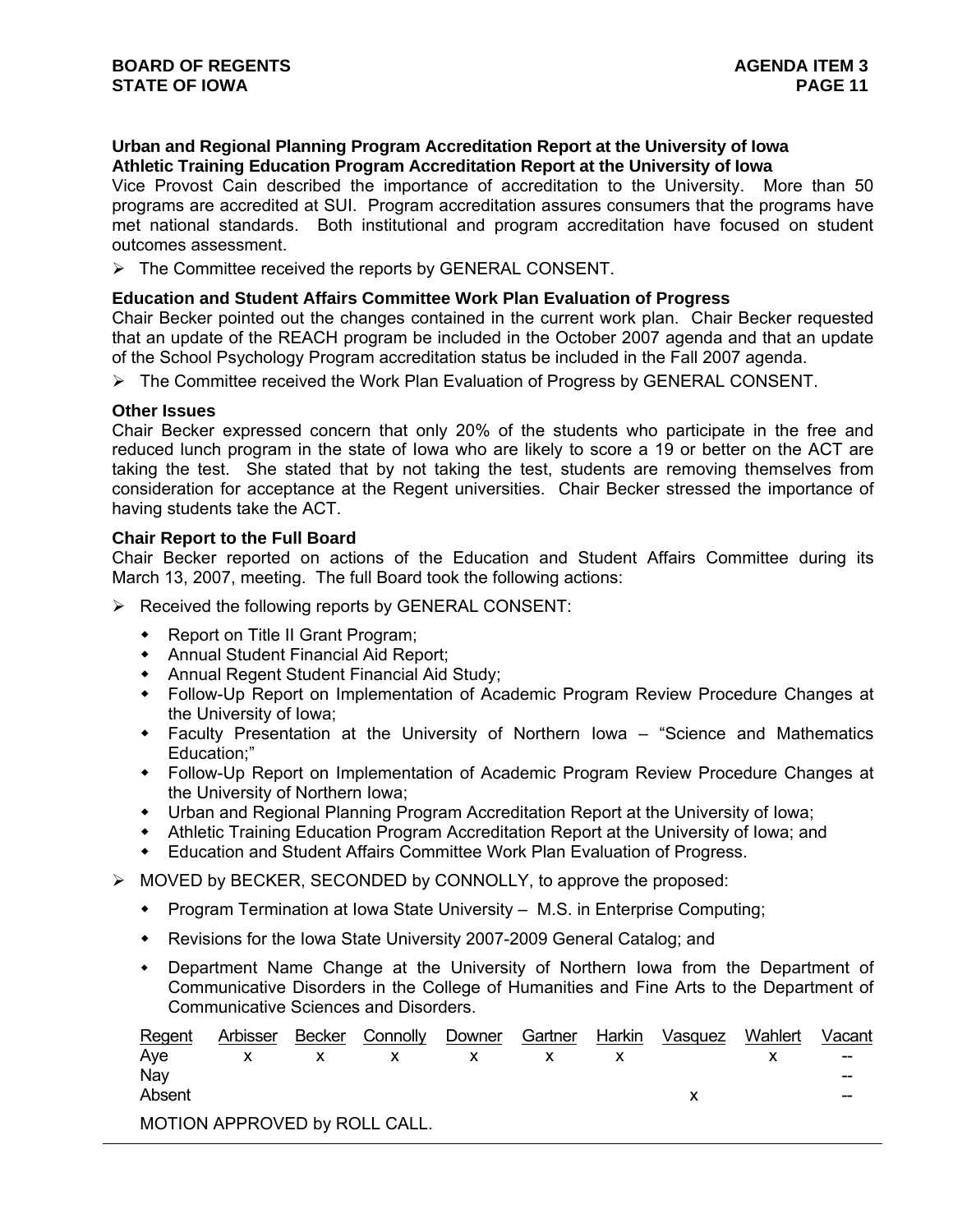**Urban and Regional Planning Program Accreditation Report at the University of Iowa**
**Athletic Training Education Program Accreditation Report at the University of Iowa**

Vice Provost Cain described the importance of accreditation to the University. More than 50 programs are accredited at SUI. Program accreditation assures consumers that the programs have met national standards. Both institutional and program accreditation have focused on student outcomes assessment.

➢ The Committee received the reports by GENERAL CONSENT.

**Education and Student Affairs Committee Work Plan Evaluation of Progress**

Chair Becker pointed out the changes contained in the current work plan. Chair Becker requested that an update of the REACH program be included in the October 2007 agenda and that an update of the School Psychology Program accreditation status be included in the Fall 2007 agenda.

➢ The Committee received the Work Plan Evaluation of Progress by GENERAL CONSENT.

**Other Issues**

Chair Becker expressed concern that only 20% of the students who participate in the free and reduced lunch program in the state of Iowa who are likely to score a 19 or better on the ACT are taking the test. She stated that by not taking the test, students are removing themselves from consideration for acceptance at the Regent universities. Chair Becker stressed the importance of having students take the ACT.

**Chair Report to the Full Board**

Chair Becker reported on actions of the Education and Student Affairs Committee during its March 13, 2007, meeting. The full Board took the following actions:

➢ Received the following reports by GENERAL CONSENT:
  - Report on Title II Grant Program;
  - Annual Student Financial Aid Report;
  - Annual Regent Student Financial Aid Study;
  - Follow-Up Report on Implementation of Academic Program Review Procedure Changes at the University of Iowa;
  - Faculty Presentation at the University of Northern Iowa – "Science and Mathematics Education;"
  - Follow-Up Report on Implementation of Academic Program Review Procedure Changes at the University of Northern Iowa;
  - Urban and Regional Planning Program Accreditation Report at the University of Iowa;
  - Athletic Training Education Program Accreditation Report at the University of Iowa; and
  - Education and Student Affairs Committee Work Plan Evaluation of Progress.

➢ MOVED by BECKER, SECONDED by CONNOLLY, to approve the proposed:
  - Program Termination at Iowa State University – M.S. in Enterprise Computing;
  - Revisions for the Iowa State University 2007-2009 General Catalog; and
  - Department Name Change at the University of Northern Iowa from the Department of Communicative Disorders in the College of Humanities and Fine Arts to the Department of Communicative Sciences and Disorders.

| Regent | Arbisser | Becker | Connolly | Downer | Gartner | Harkin | Vasquez | Wahlert | Vacant |
|---|---|---|---|---|---|---|---|---|---|
| Aye | x | x | x | x | x | x | | x | -- |
| Nay | | | | | | | | | -- |
| Absent | | | | | | | x | | -- |

MOTION APPROVED by ROLL CALL.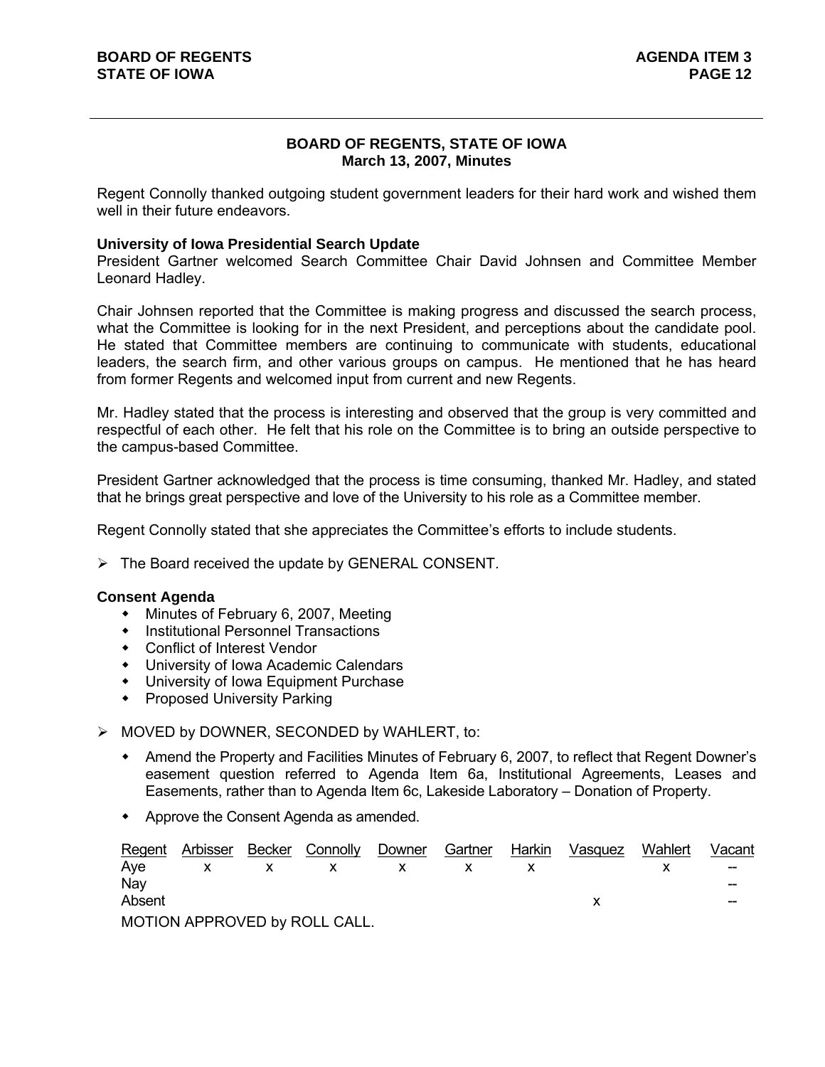## BOARD OF REGENTS, STATE OF IOWA
### March 13, 2007, Minutes

Regent Connolly thanked outgoing student government leaders for their hard work and wished them well in their future endeavors.

**University of Iowa Presidential Search Update**
President Gartner welcomed Search Committee Chair David Johnsen and Committee Member Leonard Hadley.

Chair Johnsen reported that the Committee is making progress and discussed the search process, what the Committee is looking for in the next President, and perceptions about the candidate pool. He stated that Committee members are continuing to communicate with students, educational leaders, the search firm, and other various groups on campus. He mentioned that he has heard from former Regents and welcomed input from current and new Regents.

Mr. Hadley stated that the process is interesting and observed that the group is very committed and respectful of each other. He felt that his role on the Committee is to bring an outside perspective to the campus-based Committee.

President Gartner acknowledged that the process is time consuming, thanked Mr. Hadley, and stated that he brings great perspective and love of the University to his role as a Committee member.

Regent Connolly stated that she appreciates the Committee's efforts to include students.

- The Board received the update by GENERAL CONSENT.

**Consent Agenda**
- Minutes of February 6, 2007, Meeting
- Institutional Personnel Transactions
- Conflict of Interest Vendor
- University of Iowa Academic Calendars
- University of Iowa Equipment Purchase
- Proposed University Parking

- MOVED by DOWNER, SECONDED by WAHLERT, to:
  - Amend the Property and Facilities Minutes of February 6, 2007, to reflect that Regent Downer's easement question referred to Agenda Item 6a, Institutional Agreements, Leases and Easements, rather than to Agenda Item 6c, Lakeside Laboratory – Donation of Property.
  - Approve the Consent Agenda as amended.

| Regent | Arbisser | Becker | Connolly | Downer | Gartner | Harkin | Vasquez | Wahlert | Vacant |
|---|---|---|---|---|---|---|---|---|---|
| Aye | x | x | x | x | x | x | | x | -- |
| Nay | | | | | | | | | -- |
| Absent | | | | | | | x | | -- |

MOTION APPROVED by ROLL CALL.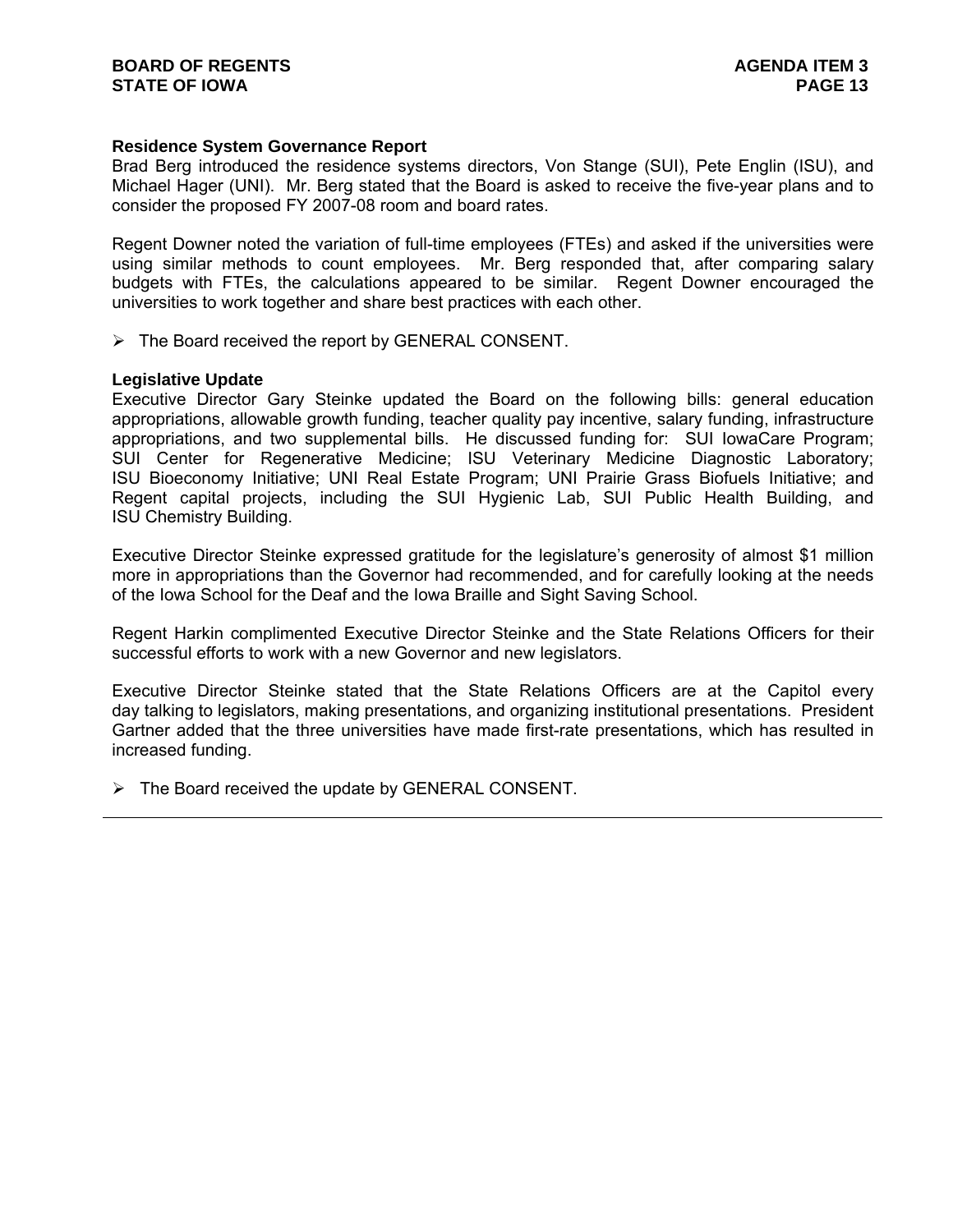**Residence System Governance Report**

Brad Berg introduced the residence systems directors, Von Stange (SUI), Pete Englin (ISU), and Michael Hager (UNI). Mr. Berg stated that the Board is asked to receive the five-year plans and to consider the proposed FY 2007-08 room and board rates.

Regent Downer noted the variation of full-time employees (FTEs) and asked if the universities were using similar methods to count employees. Mr. Berg responded that, after comparing salary budgets with FTEs, the calculations appeared to be similar. Regent Downer encouraged the universities to work together and share best practices with each other.

- The Board received the report by GENERAL CONSENT.

**Legislative Update**

Executive Director Gary Steinke updated the Board on the following bills: general education appropriations, allowable growth funding, teacher quality pay incentive, salary funding, infrastructure appropriations, and two supplemental bills. He discussed funding for: SUI IowaCare Program; SUI Center for Regenerative Medicine; ISU Veterinary Medicine Diagnostic Laboratory; ISU Bioeconomy Initiative; UNI Real Estate Program; UNI Prairie Grass Biofuels Initiative; and Regent capital projects, including the SUI Hygienic Lab, SUI Public Health Building, and ISU Chemistry Building.

Executive Director Steinke expressed gratitude for the legislature's generosity of almost $1 million more in appropriations than the Governor had recommended, and for carefully looking at the needs of the Iowa School for the Deaf and the Iowa Braille and Sight Saving School.

Regent Harkin complimented Executive Director Steinke and the State Relations Officers for their successful efforts to work with a new Governor and new legislators.

Executive Director Steinke stated that the State Relations Officers are at the Capitol every day talking to legislators, making presentations, and organizing institutional presentations. President Gartner added that the three universities have made first-rate presentations, which has resulted in increased funding.

- The Board received the update by GENERAL CONSENT.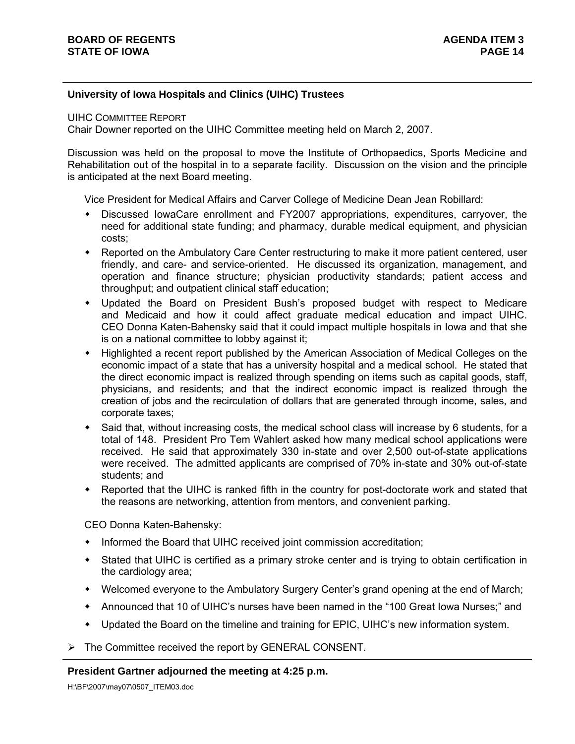### University of Iowa Hospitals and Clinics (UIHC) Trustees

UIHC COMMITTEE REPORT
Chair Downer reported on the UIHC Committee meeting held on March 2, 2007.

Discussion was held on the proposal to move the Institute of Orthopaedics, Sports Medicine and Rehabilitation out of the hospital in to a separate facility. Discussion on the vision and the principle is anticipated at the next Board meeting.

Vice President for Medical Affairs and Carver College of Medicine Dean Jean Robillard:

- Discussed IowaCare enrollment and FY2007 appropriations, expenditures, carryover, the need for additional state funding; and pharmacy, durable medical equipment, and physician costs;
- Reported on the Ambulatory Care Center restructuring to make it more patient centered, user friendly, and care- and service-oriented. He discussed its organization, management, and operation and finance structure; physician productivity standards; patient access and throughput; and outpatient clinical staff education;
- Updated the Board on President Bush's proposed budget with respect to Medicare and Medicaid and how it could affect graduate medical education and impact UIHC. CEO Donna Katen-Bahensky said that it could impact multiple hospitals in Iowa and that she is on a national committee to lobby against it;
- Highlighted a recent report published by the American Association of Medical Colleges on the economic impact of a state that has a university hospital and a medical school. He stated that the direct economic impact is realized through spending on items such as capital goods, staff, physicians, and residents; and that the indirect economic impact is realized through the creation of jobs and the recirculation of dollars that are generated through income, sales, and corporate taxes;
- Said that, without increasing costs, the medical school class will increase by 6 students, for a total of 148. President Pro Tem Wahlert asked how many medical school applications were received. He said that approximately 330 in-state and over 2,500 out-of-state applications were received. The admitted applicants are comprised of 70% in-state and 30% out-of-state students; and
- Reported that the UIHC is ranked fifth in the country for post-doctorate work and stated that the reasons are networking, attention from mentors, and convenient parking.

CEO Donna Katen-Bahensky:

- Informed the Board that UIHC received joint commission accreditation;
- Stated that UIHC is certified as a primary stroke center and is trying to obtain certification in the cardiology area;
- Welcomed everyone to the Ambulatory Surgery Center's grand opening at the end of March;
- Announced that 10 of UIHC's nurses have been named in the "100 Great Iowa Nurses;" and
- Updated the Board on the timeline and training for EPIC, UIHC's new information system.

➢ The Committee received the report by GENERAL CONSENT.

**President Gartner adjourned the meeting at 4:25 p.m.**

H:\BF\2007\may07\0507_ITEM03.doc